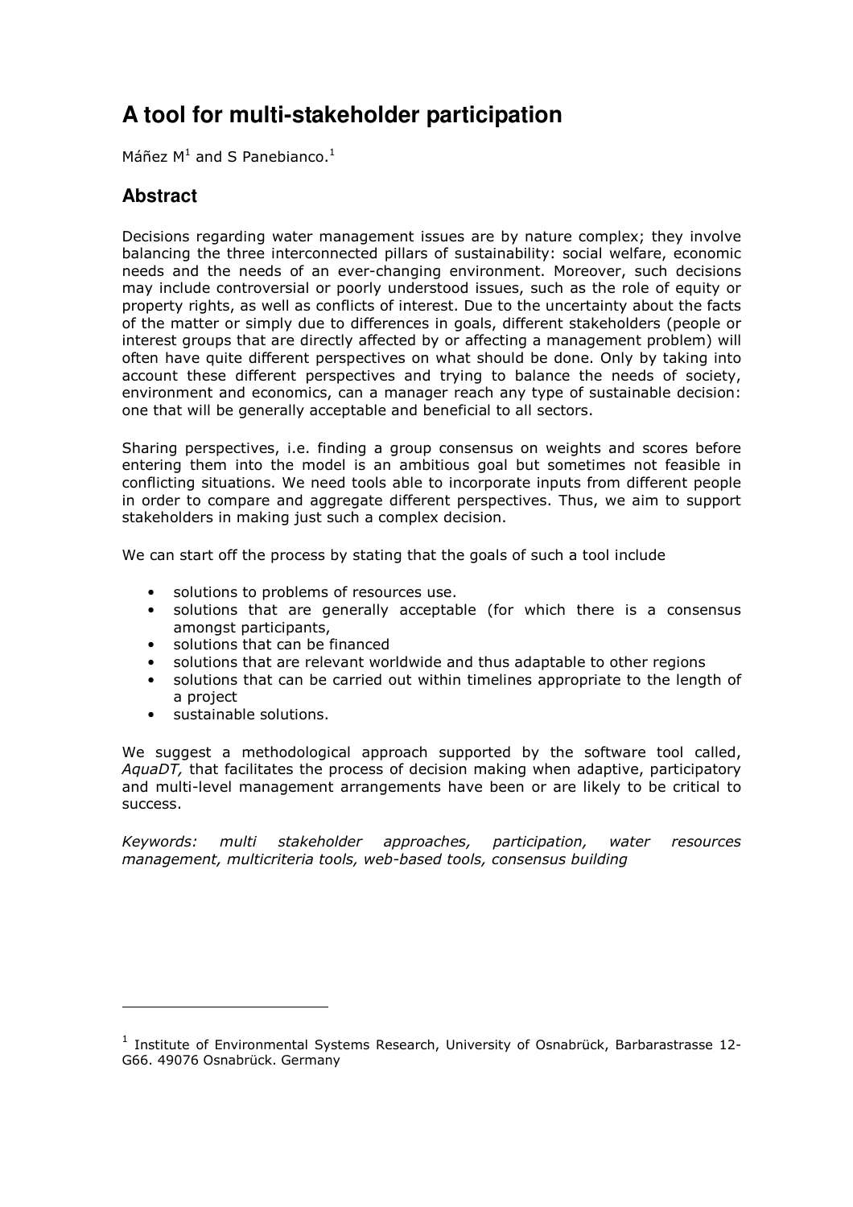# A tool for multi-stakeholder participation

Máñez M[1] and S Panebianco.[1]

## Abstract

Decisions regarding water management issues are by nature complex; they involve balancing the three interconnected pillars of sustainability: social welfare, economic needs and the needs of an ever-changing environment. Moreover, such decisions may include controversial or poorly understood issues, such as the role of equity or property rights, as well as conflicts of interest. Due to the uncertainty about the facts of the matter or simply due to differences in goals, different stakeholders (people or interest groups that are directly affected by or affecting a management problem) will often have quite different perspectives on what should be done. Only by taking into account these different perspectives and trying to balance the needs of society, environment and economics, can a manager reach any type of sustainable decision: one that will be generally acceptable and beneficial to all sectors.

Sharing perspectives, i.e. finding a group consensus on weights and scores before entering them into the model is an ambitious goal but sometimes not feasible in conflicting situations. We need tools able to incorporate inputs from different people in order to compare and aggregate different perspectives. Thus, we aim to support stakeholders in making just such a complex decision.

We can start off the process by stating that the goals of such a tool include

- solutions to problems of resources use.
- solutions that are generally acceptable (for which there is a consensus amongst participants,
- solutions that can be financed
- solutions that are relevant worldwide and thus adaptable to other regions
- solutions that can be carried out within timelines appropriate to the length of a project
- sustainable solutions.

We suggest a methodological approach supported by the software tool called, *AquaDT,* that facilitates the process of decision making when adaptive, participatory and multi-level management arrangements have been or are likely to be critical to success.

*Keywords: multi stakeholder approaches, participation, water resources management, multicriteria tools, web-based tools, consensus building*

---

[1] Institute of Environmental Systems Research, University of Osnabrück, Barbarastrasse 12-G66. 49076 Osnabrück. Germany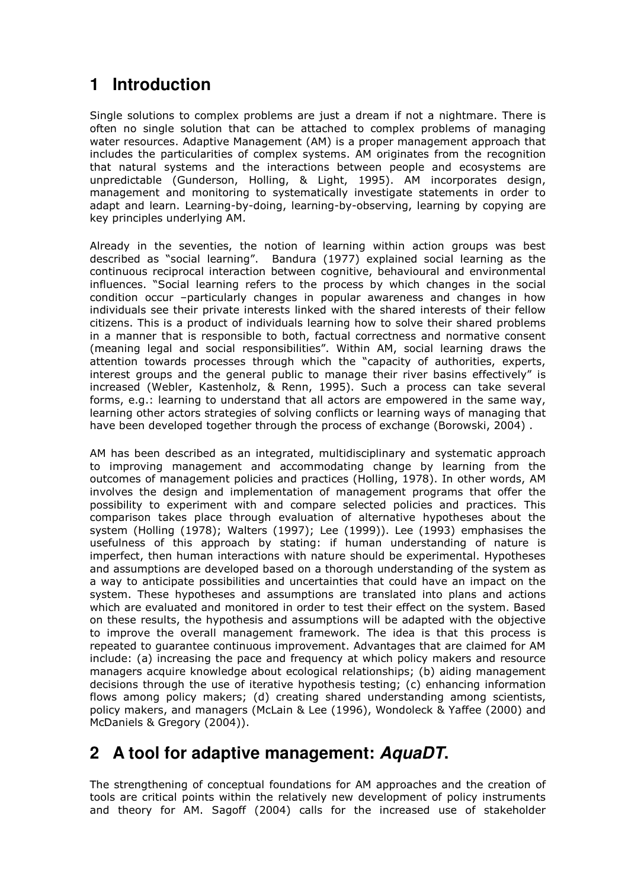# 1 Introduction

Single solutions to complex problems are just a dream if not a nightmare. There is often no single solution that can be attached to complex problems of managing water resources. Adaptive Management (AM) is a proper management approach that includes the particularities of complex systems. AM originates from the recognition that natural systems and the interactions between people and ecosystems are unpredictable (Gunderson, Holling, & Light, 1995). AM incorporates design, management and monitoring to systematically investigate statements in order to adapt and learn. Learning-by-doing, learning-by-observing, learning by copying are key principles underlying AM.

Already in the seventies, the notion of learning within action groups was best described as "social learning". Bandura (1977) explained social learning as the continuous reciprocal interaction between cognitive, behavioural and environmental influences. "Social learning refers to the process by which changes in the social condition occur –particularly changes in popular awareness and changes in how individuals see their private interests linked with the shared interests of their fellow citizens. This is a product of individuals learning how to solve their shared problems in a manner that is responsible to both, factual correctness and normative consent (meaning legal and social responsibilities". Within AM, social learning draws the attention towards processes through which the "capacity of authorities, experts, interest groups and the general public to manage their river basins effectively" is increased (Webler, Kastenholz, & Renn, 1995). Such a process can take several forms, e.g.: learning to understand that all actors are empowered in the same way, learning other actors strategies of solving conflicts or learning ways of managing that have been developed together through the process of exchange (Borowski, 2004) .

AM has been described as an integrated, multidisciplinary and systematic approach to improving management and accommodating change by learning from the outcomes of management policies and practices (Holling, 1978). In other words, AM involves the design and implementation of management programs that offer the possibility to experiment with and compare selected policies and practices. This comparison takes place through evaluation of alternative hypotheses about the system (Holling (1978); Walters (1997); Lee (1999)). Lee (1993) emphasises the usefulness of this approach by stating: if human understanding of nature is imperfect, then human interactions with nature should be experimental. Hypotheses and assumptions are developed based on a thorough understanding of the system as a way to anticipate possibilities and uncertainties that could have an impact on the system. These hypotheses and assumptions are translated into plans and actions which are evaluated and monitored in order to test their effect on the system. Based on these results, the hypothesis and assumptions will be adapted with the objective to improve the overall management framework. The idea is that this process is repeated to guarantee continuous improvement. Advantages that are claimed for AM include: (a) increasing the pace and frequency at which policy makers and resource managers acquire knowledge about ecological relationships; (b) aiding management decisions through the use of iterative hypothesis testing; (c) enhancing information flows among policy makers; (d) creating shared understanding among scientists, policy makers, and managers (McLain & Lee (1996), Wondoleck & Yaffee (2000) and McDaniels & Gregory (2004)).

# 2 A tool for adaptive management: *AquaDT*.

The strengthening of conceptual foundations for AM approaches and the creation of tools are critical points within the relatively new development of policy instruments and theory for AM. Sagoff (2004) calls for the increased use of stakeholder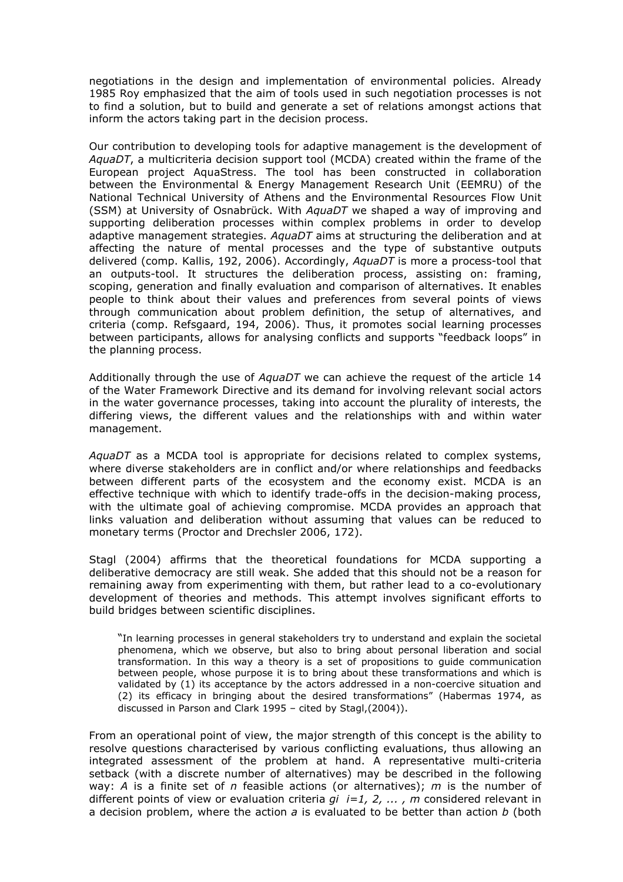negotiations in the design and implementation of environmental policies. Already 1985 Roy emphasized that the aim of tools used in such negotiation processes is not to find a solution, but to build and generate a set of relations amongst actions that inform the actors taking part in the decision process.

Our contribution to developing tools for adaptive management is the development of *AquaDT*, a multicriteria decision support tool (MCDA) created within the frame of the European project AquaStress. The tool has been constructed in collaboration between the Environmental & Energy Management Research Unit (EEMRU) of the National Technical University of Athens and the Environmental Resources Flow Unit (SSM) at University of Osnabrück. With *AquaDT* we shaped a way of improving and supporting deliberation processes within complex problems in order to develop adaptive management strategies. *AquaDT* aims at structuring the deliberation and at affecting the nature of mental processes and the type of substantive outputs delivered (comp. Kallis, 192, 2006). Accordingly, *AquaDT* is more a process-tool that an outputs-tool. It structures the deliberation process, assisting on: framing, scoping, generation and finally evaluation and comparison of alternatives. It enables people to think about their values and preferences from several points of views through communication about problem definition, the setup of alternatives, and criteria (comp. Refsgaard, 194, 2006). Thus, it promotes social learning processes between participants, allows for analysing conflicts and supports "feedback loops" in the planning process.

Additionally through the use of *AquaDT* we can achieve the request of the article 14 of the Water Framework Directive and its demand for involving relevant social actors in the water governance processes, taking into account the plurality of interests, the differing views, the different values and the relationships with and within water management.

*AquaDT* as a MCDA tool is appropriate for decisions related to complex systems, where diverse stakeholders are in conflict and/or where relationships and feedbacks between different parts of the ecosystem and the economy exist. MCDA is an effective technique with which to identify trade-offs in the decision-making process, with the ultimate goal of achieving compromise. MCDA provides an approach that links valuation and deliberation without assuming that values can be reduced to monetary terms (Proctor and Drechsler 2006, 172).

Stagl (2004) affirms that the theoretical foundations for MCDA supporting a deliberative democracy are still weak. She added that this should not be a reason for remaining away from experimenting with them, but rather lead to a co-evolutionary development of theories and methods. This attempt involves significant efforts to build bridges between scientific disciplines.

> "In learning processes in general stakeholders try to understand and explain the societal phenomena, which we observe, but also to bring about personal liberation and social transformation. In this way a theory is a set of propositions to guide communication between people, whose purpose it is to bring about these transformations and which is validated by (1) its acceptance by the actors addressed in a non-coercive situation and (2) its efficacy in bringing about the desired transformations" (Habermas 1974, as discussed in Parson and Clark 1995 – cited by Stagl,(2004)).

From an operational point of view, the major strength of this concept is the ability to resolve questions characterised by various conflicting evaluations, thus allowing an integrated assessment of the problem at hand. A representative multi-criteria setback (with a discrete number of alternatives) may be described in the following way: $A$ is a finite set of $n$ feasible actions (or alternatives); $m$ is the number of different points of view or evaluation criteria $g_i$ $i=1, 2, ... , m$ considered relevant in a decision problem, where the action $a$ is evaluated to be better than action $b$ (both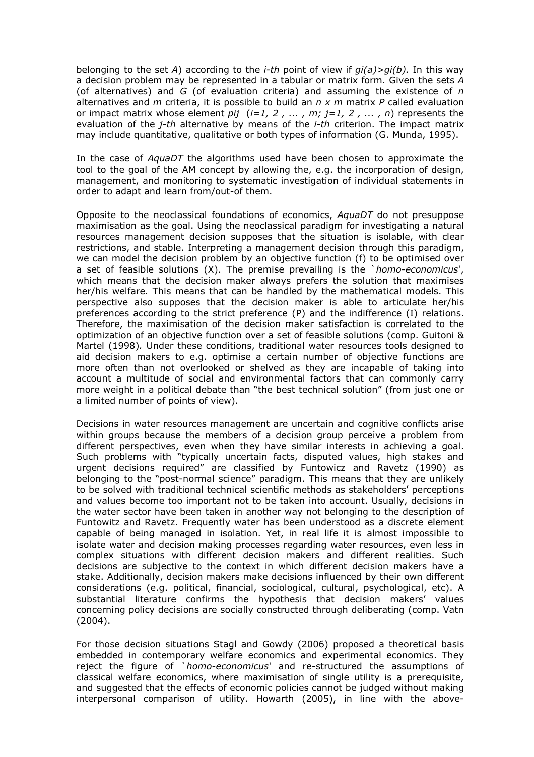belonging to the set *A*) according to the *i-th* point of view if $g_i(a)>g_i(b)$. In this way a decision problem may be represented in a tabular or matrix form. Given the sets *A* (of alternatives) and *G* (of evaluation criteria) and assuming the existence of *n* alternatives and *m* criteria, it is possible to build an $n \times m$ matrix *P* called evaluation or impact matrix whose element $p_{ij}$ ($i=1, 2, \ldots, m; j=1, 2, \ldots, n$) represents the evaluation of the *j-th* alternative by means of the *i-th* criterion. The impact matrix may include quantitative, qualitative or both types of information (G. Munda, 1995).

In the case of *AquaDT* the algorithms used have been chosen to approximate the tool to the goal of the AM concept by allowing the, e.g. the incorporation of design, management, and monitoring to systematic investigation of individual statements in order to adapt and learn from/out-of them.

Opposite to the neoclassical foundations of economics, *AquaDT* do not presuppose maximisation as the goal. Using the neoclassical paradigm for investigating a natural resources management decision supposes that the situation is isolable, with clear restrictions, and stable. Interpreting a management decision through this paradigm, we can model the decision problem by an objective function (f) to be optimised over a set of feasible solutions (X). The premise prevailing is the `*homo-economicus*', which means that the decision maker always prefers the solution that maximises her/his welfare. This means that can be handled by the mathematical models. This perspective also supposes that the decision maker is able to articulate her/his preferences according to the strict preference (P) and the indifference (I) relations. Therefore, the maximisation of the decision maker satisfaction is correlated to the optimization of an objective function over a set of feasible solutions (comp. Guitoni & Martel (1998). Under these conditions, traditional water resources tools designed to aid decision makers to e.g. optimise a certain number of objective functions are more often than not overlooked or shelved as they are incapable of taking into account a multitude of social and environmental factors that can commonly carry more weight in a political debate than "the best technical solution" (from just one or a limited number of points of view).

Decisions in water resources management are uncertain and cognitive conflicts arise within groups because the members of a decision group perceive a problem from different perspectives, even when they have similar interests in achieving a goal. Such problems with "typically uncertain facts, disputed values, high stakes and urgent decisions required" are classified by Funtowicz and Ravetz (1990) as belonging to the "post-normal science" paradigm. This means that they are unlikely to be solved with traditional technical scientific methods as stakeholders' perceptions and values become too important not to be taken into account. Usually, decisions in the water sector have been taken in another way not belonging to the description of Funtowitz and Ravetz. Frequently water has been understood as a discrete element capable of being managed in isolation. Yet, in real life it is almost impossible to isolate water and decision making processes regarding water resources, even less in complex situations with different decision makers and different realities. Such decisions are subjective to the context in which different decision makers have a stake. Additionally, decision makers make decisions influenced by their own different considerations (e.g. political, financial, sociological, cultural, psychological, etc). A substantial literature confirms the hypothesis that decision makers' values concerning policy decisions are socially constructed through deliberating (comp. Vatn (2004).

For those decision situations Stagl and Gowdy (2006) proposed a theoretical basis embedded in contemporary welfare economics and experimental economics. They reject the figure of `*homo-economicus*' and re-structured the assumptions of classical welfare economics, where maximisation of single utility is a prerequisite, and suggested that the effects of economic policies cannot be judged without making interpersonal comparison of utility. Howarth (2005), in line with the above-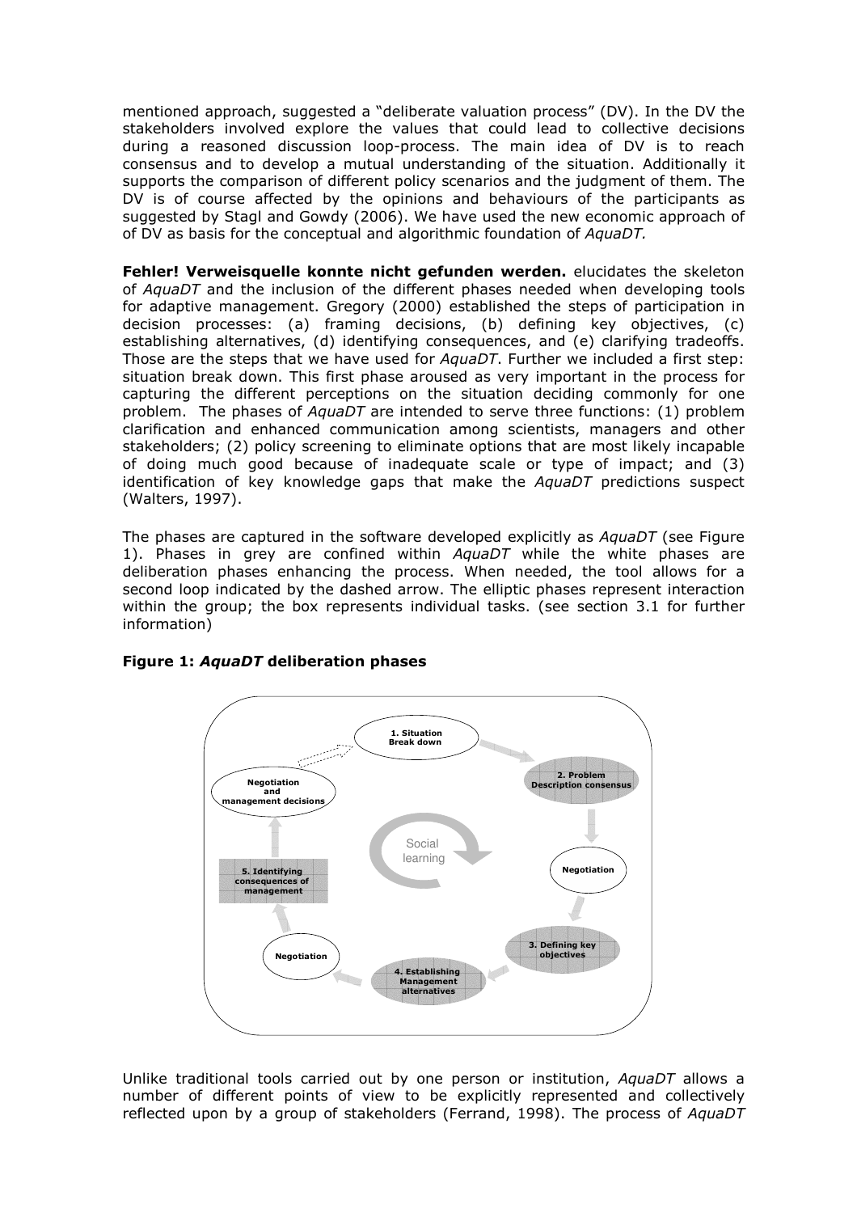mentioned approach, suggested a "deliberate valuation process" (DV). In the DV the stakeholders involved explore the values that could lead to collective decisions during a reasoned discussion loop-process. The main idea of DV is to reach consensus and to develop a mutual understanding of the situation. Additionally it supports the comparison of different policy scenarios and the judgment of them. The DV is of course affected by the opinions and behaviours of the participants as suggested by Stagl and Gowdy (2006). We have used the new economic approach of of DV as basis for the conceptual and algorithmic foundation of *AquaDT.*

**Fehler! Verweisquelle konnte nicht gefunden werden.** elucidates the skeleton of *AquaDT* and the inclusion of the different phases needed when developing tools for adaptive management. Gregory (2000) established the steps of participation in decision processes: (a) framing decisions, (b) defining key objectives, (c) establishing alternatives, (d) identifying consequences, and (e) clarifying tradeoffs. Those are the steps that we have used for *AquaDT*. Further we included a first step: situation break down. This first phase aroused as very important in the process for capturing the different perceptions on the situation deciding commonly for one problem. The phases of *AquaDT* are intended to serve three functions: (1) problem clarification and enhanced communication among scientists, managers and other stakeholders; (2) policy screening to eliminate options that are most likely incapable of doing much good because of inadequate scale or type of impact; and (3) identification of key knowledge gaps that make the *AquaDT* predictions suspect (Walters, 1997).

The phases are captured in the software developed explicitly as *AquaDT* (see Figure 1). Phases in grey are confined within *AquaDT* while the white phases are deliberation phases enhancing the process. When needed, the tool allows for a second loop indicated by the dashed arrow. The elliptic phases represent interaction within the group; the box represents individual tasks. (see section 3.1 for further information)

**Figure 1: *AquaDT* deliberation phases**

Unlike traditional tools carried out by one person or institution, *AquaDT* allows a number of different points of view to be explicitly represented and collectively reflected upon by a group of stakeholders (Ferrand, 1998). The process of *AquaDT*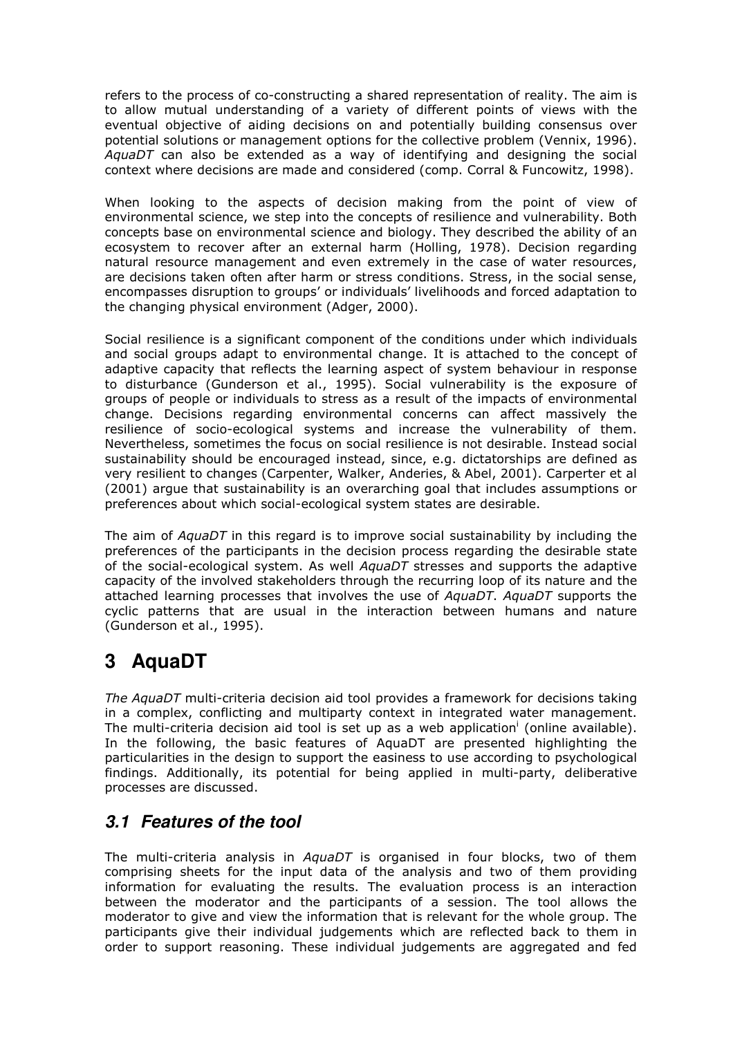refers to the process of co-constructing a shared representation of reality. The aim is to allow mutual understanding of a variety of different points of views with the eventual objective of aiding decisions on and potentially building consensus over potential solutions or management options for the collective problem (Vennix, 1996). *AquaDT* can also be extended as a way of identifying and designing the social context where decisions are made and considered (comp. Corral & Funcowitz, 1998).

When looking to the aspects of decision making from the point of view of environmental science, we step into the concepts of resilience and vulnerability. Both concepts base on environmental science and biology. They described the ability of an ecosystem to recover after an external harm (Holling, 1978). Decision regarding natural resource management and even extremely in the case of water resources, are decisions taken often after harm or stress conditions. Stress, in the social sense, encompasses disruption to groups' or individuals' livelihoods and forced adaptation to the changing physical environment (Adger, 2000).

Social resilience is a significant component of the conditions under which individuals and social groups adapt to environmental change. It is attached to the concept of adaptive capacity that reflects the learning aspect of system behaviour in response to disturbance (Gunderson et al., 1995). Social vulnerability is the exposure of groups of people or individuals to stress as a result of the impacts of environmental change. Decisions regarding environmental concerns can affect massively the resilience of socio-ecological systems and increase the vulnerability of them. Nevertheless, sometimes the focus on social resilience is not desirable. Instead social sustainability should be encouraged instead, since, e.g. dictatorships are defined as very resilient to changes (Carpenter, Walker, Anderies, & Abel, 2001). Carperter et al (2001) argue that sustainability is an overarching goal that includes assumptions or preferences about which social-ecological system states are desirable.

The aim of *AquaDT* in this regard is to improve social sustainability by including the preferences of the participants in the decision process regarding the desirable state of the social-ecological system. As well *AquaDT* stresses and supports the adaptive capacity of the involved stakeholders through the recurring loop of its nature and the attached learning processes that involves the use of *AquaDT*. *AquaDT* supports the cyclic patterns that are usual in the interaction between humans and nature (Gunderson et al., 1995).

# 3 AquaDT

*The AquaDT* multi-criteria decision aid tool provides a framework for decisions taking in a complex, conflicting and multiparty context in integrated water management. The multi-criteria decision aid tool is set up as a web application[i] (online available). In the following, the basic features of AquaDT are presented highlighting the particularities in the design to support the easiness to use according to psychological findings. Additionally, its potential for being applied in multi-party, deliberative processes are discussed.

## *3.1 Features of the tool*

The multi-criteria analysis in *AquaDT* is organised in four blocks, two of them comprising sheets for the input data of the analysis and two of them providing information for evaluating the results. The evaluation process is an interaction between the moderator and the participants of a session. The tool allows the moderator to give and view the information that is relevant for the whole group. The participants give their individual judgements which are reflected back to them in order to support reasoning. These individual judgements are aggregated and fed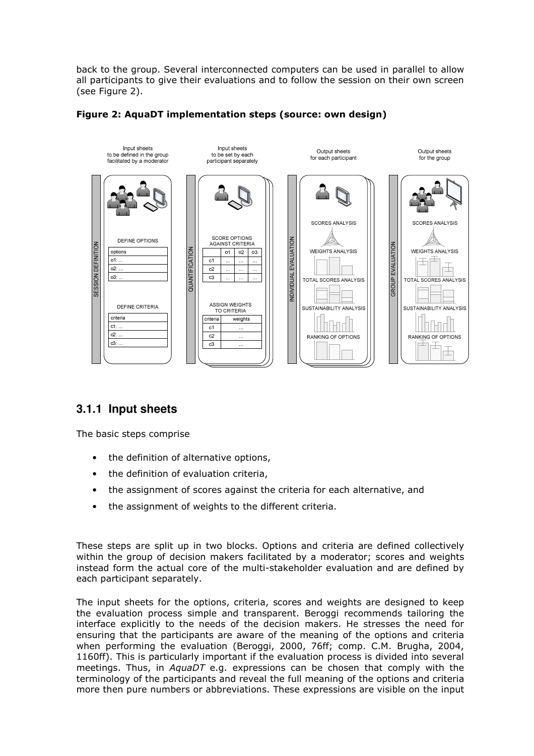back to the group. Several interconnected computers can be used in parallel to allow all participants to give their evaluations and to follow the session on their own screen (see Figure 2).

**Figure 2: AquaDT implementation steps (source: own design)**

## 3.1.1 Input sheets

The basic steps comprise

- the definition of alternative options,
- the definition of evaluation criteria,
- the assignment of scores against the criteria for each alternative, and
- the assignment of weights to the different criteria.

These steps are split up in two blocks. Options and criteria are defined collectively within the group of decision makers facilitated by a moderator; scores and weights instead form the actual core of the multi-stakeholder evaluation and are defined by each participant separately.

The input sheets for the options, criteria, scores and weights are designed to keep the evaluation process simple and transparent. Beroggi recommends tailoring the interface explicitly to the needs of the decision makers. He stresses the need for ensuring that the participants are aware of the meaning of the options and criteria when performing the evaluation (Beroggi, 2000, 76ff; comp. C.M. Brugha, 2004, 1160ff). This is particularly important if the evaluation process is divided into several meetings. Thus, in *AquaDT* e.g. expressions can be chosen that comply with the terminology of the participants and reveal the full meaning of the options and criteria more then pure numbers or abbreviations. These expressions are visible on the input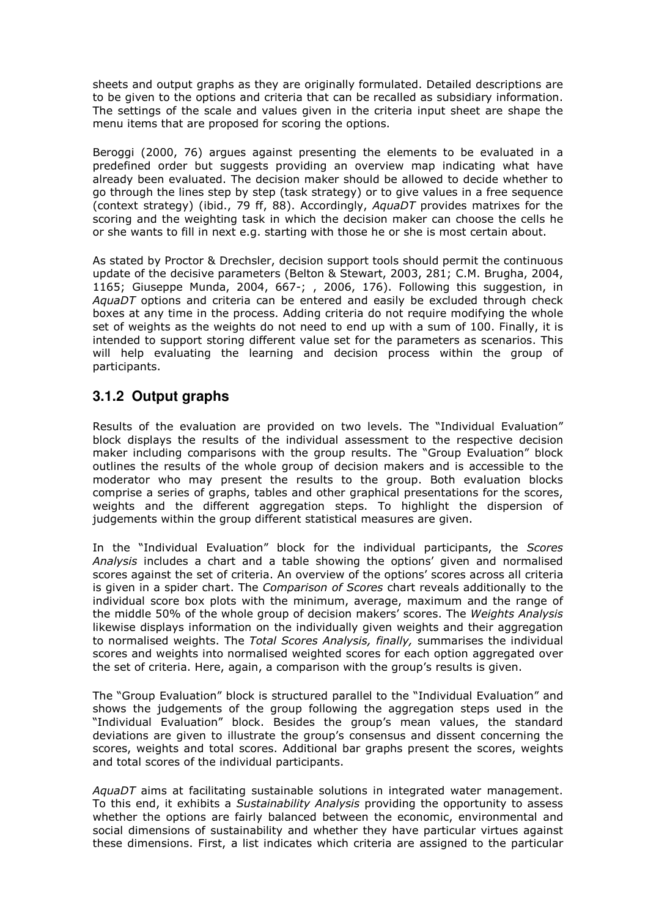sheets and output graphs as they are originally formulated. Detailed descriptions are to be given to the options and criteria that can be recalled as subsidiary information. The settings of the scale and values given in the criteria input sheet are shape the menu items that are proposed for scoring the options.

Beroggi (2000, 76) argues against presenting the elements to be evaluated in a predefined order but suggests providing an overview map indicating what have already been evaluated. The decision maker should be allowed to decide whether to go through the lines step by step (task strategy) or to give values in a free sequence (context strategy) (ibid., 79 ff, 88). Accordingly, *AquaDT* provides matrixes for the scoring and the weighting task in which the decision maker can choose the cells he or she wants to fill in next e.g. starting with those he or she is most certain about.

As stated by Proctor & Drechsler, decision support tools should permit the continuous update of the decisive parameters (Belton & Stewart, 2003, 281; C.M. Brugha, 2004, 1165; Giuseppe Munda, 2004, 667-; , 2006, 176). Following this suggestion, in *AquaDT* options and criteria can be entered and easily be excluded through check boxes at any time in the process. Adding criteria do not require modifying the whole set of weights as the weights do not need to end up with a sum of 100. Finally, it is intended to support storing different value set for the parameters as scenarios. This will help evaluating the learning and decision process within the group of participants.

### 3.1.2 Output graphs

Results of the evaluation are provided on two levels. The "Individual Evaluation" block displays the results of the individual assessment to the respective decision maker including comparisons with the group results. The "Group Evaluation" block outlines the results of the whole group of decision makers and is accessible to the moderator who may present the results to the group. Both evaluation blocks comprise a series of graphs, tables and other graphical presentations for the scores, weights and the different aggregation steps. To highlight the dispersion of judgements within the group different statistical measures are given.

In the "Individual Evaluation" block for the individual participants, the *Scores Analysis* includes a chart and a table showing the options' given and normalised scores against the set of criteria. An overview of the options' scores across all criteria is given in a spider chart. The *Comparison of Scores* chart reveals additionally to the individual score box plots with the minimum, average, maximum and the range of the middle 50% of the whole group of decision makers' scores. The *Weights Analysis* likewise displays information on the individually given weights and their aggregation to normalised weights. The *Total Scores Analysis, finally,* summarises the individual scores and weights into normalised weighted scores for each option aggregated over the set of criteria. Here, again, a comparison with the group's results is given.

The "Group Evaluation" block is structured parallel to the "Individual Evaluation" and shows the judgements of the group following the aggregation steps used in the "Individual Evaluation" block. Besides the group's mean values, the standard deviations are given to illustrate the group's consensus and dissent concerning the scores, weights and total scores. Additional bar graphs present the scores, weights and total scores of the individual participants.

*AquaDT* aims at facilitating sustainable solutions in integrated water management. To this end, it exhibits a *Sustainability Analysis* providing the opportunity to assess whether the options are fairly balanced between the economic, environmental and social dimensions of sustainability and whether they have particular virtues against these dimensions. First, a list indicates which criteria are assigned to the particular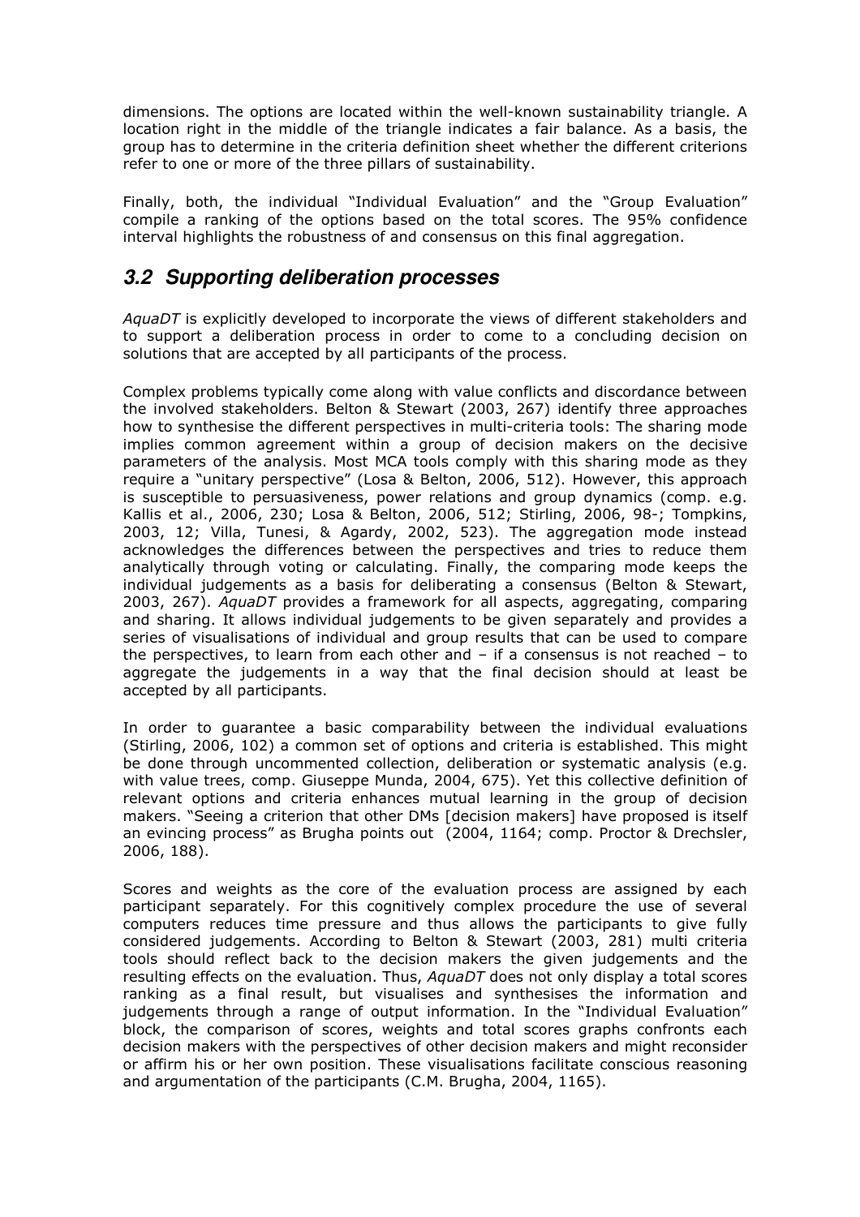dimensions. The options are located within the well-known sustainability triangle. A location right in the middle of the triangle indicates a fair balance. As a basis, the group has to determine in the criteria definition sheet whether the different criterions refer to one or more of the three pillars of sustainability.

Finally, both, the individual "Individual Evaluation" and the "Group Evaluation" compile a ranking of the options based on the total scores. The 95% confidence interval highlights the robustness of and consensus on this final aggregation.

## *3.2 Supporting deliberation processes*

*AquaDT* is explicitly developed to incorporate the views of different stakeholders and to support a deliberation process in order to come to a concluding decision on solutions that are accepted by all participants of the process.

Complex problems typically come along with value conflicts and discordance between the involved stakeholders. Belton & Stewart (2003, 267) identify three approaches how to synthesise the different perspectives in multi-criteria tools: The sharing mode implies common agreement within a group of decision makers on the decisive parameters of the analysis. Most MCA tools comply with this sharing mode as they require a "unitary perspective" (Losa & Belton, 2006, 512). However, this approach is susceptible to persuasiveness, power relations and group dynamics (comp. e.g. Kallis et al., 2006, 230; Losa & Belton, 2006, 512; Stirling, 2006, 98-; Tompkins, 2003, 12; Villa, Tunesi, & Agardy, 2002, 523). The aggregation mode instead acknowledges the differences between the perspectives and tries to reduce them analytically through voting or calculating. Finally, the comparing mode keeps the individual judgements as a basis for deliberating a consensus (Belton & Stewart, 2003, 267). *AquaDT* provides a framework for all aspects, aggregating, comparing and sharing. It allows individual judgements to be given separately and provides a series of visualisations of individual and group results that can be used to compare the perspectives, to learn from each other and – if a consensus is not reached – to aggregate the judgements in a way that the final decision should at least be accepted by all participants.

In order to guarantee a basic comparability between the individual evaluations (Stirling, 2006, 102) a common set of options and criteria is established. This might be done through uncommented collection, deliberation or systematic analysis (e.g. with value trees, comp. Giuseppe Munda, 2004, 675). Yet this collective definition of relevant options and criteria enhances mutual learning in the group of decision makers. "Seeing a criterion that other DMs [decision makers] have proposed is itself an evincing process" as Brugha points out (2004, 1164; comp. Proctor & Drechsler, 2006, 188).

Scores and weights as the core of the evaluation process are assigned by each participant separately. For this cognitively complex procedure the use of several computers reduces time pressure and thus allows the participants to give fully considered judgements. According to Belton & Stewart (2003, 281) multi criteria tools should reflect back to the decision makers the given judgements and the resulting effects on the evaluation. Thus, *AquaDT* does not only display a total scores ranking as a final result, but visualises and synthesises the information and judgements through a range of output information. In the "Individual Evaluation" block, the comparison of scores, weights and total scores graphs confronts each decision makers with the perspectives of other decision makers and might reconsider or affirm his or her own position. These visualisations facilitate conscious reasoning and argumentation of the participants (C.M. Brugha, 2004, 1165).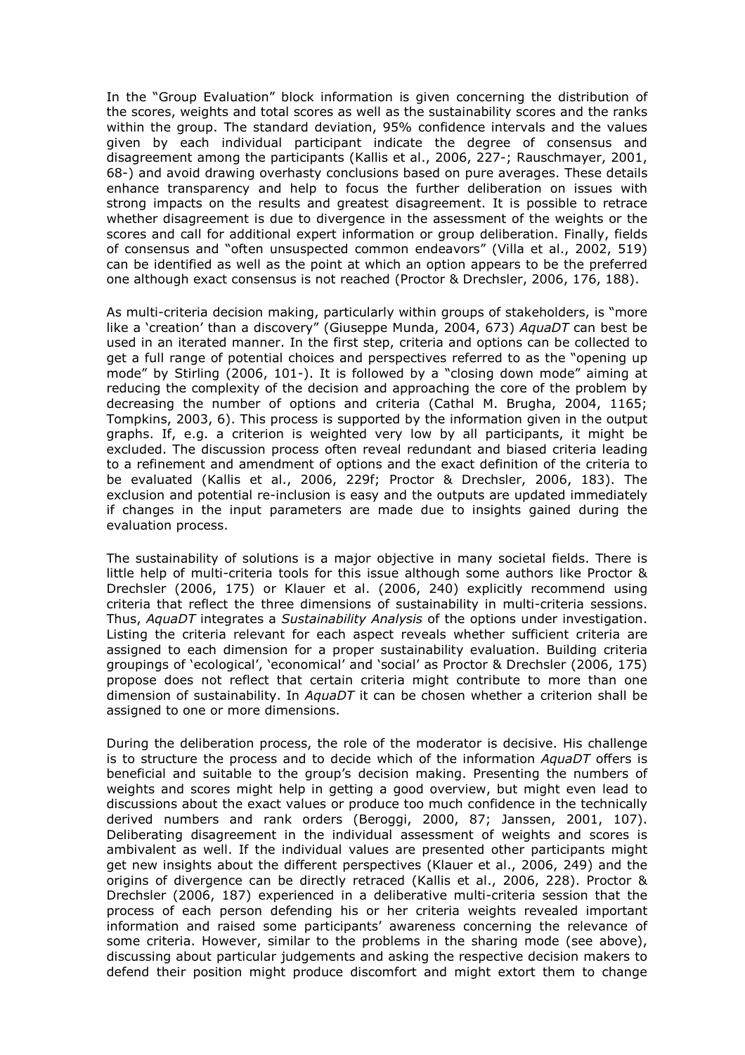In the "Group Evaluation" block information is given concerning the distribution of the scores, weights and total scores as well as the sustainability scores and the ranks within the group. The standard deviation, 95% confidence intervals and the values given by each individual participant indicate the degree of consensus and disagreement among the participants (Kallis et al., 2006, 227-; Rauschmayer, 2001, 68-) and avoid drawing overhasty conclusions based on pure averages. These details enhance transparency and help to focus the further deliberation on issues with strong impacts on the results and greatest disagreement. It is possible to retrace whether disagreement is due to divergence in the assessment of the weights or the scores and call for additional expert information or group deliberation. Finally, fields of consensus and "often unsuspected common endeavors" (Villa et al., 2002, 519) can be identified as well as the point at which an option appears to be the preferred one although exact consensus is not reached (Proctor & Drechsler, 2006, 176, 188).

As multi-criteria decision making, particularly within groups of stakeholders, is "more like a 'creation' than a discovery" (Giuseppe Munda, 2004, 673) *AquaDT* can best be used in an iterated manner. In the first step, criteria and options can be collected to get a full range of potential choices and perspectives referred to as the "opening up mode" by Stirling (2006, 101-). It is followed by a "closing down mode" aiming at reducing the complexity of the decision and approaching the core of the problem by decreasing the number of options and criteria (Cathal M. Brugha, 2004, 1165; Tompkins, 2003, 6). This process is supported by the information given in the output graphs. If, e.g. a criterion is weighted very low by all participants, it might be excluded. The discussion process often reveal redundant and biased criteria leading to a refinement and amendment of options and the exact definition of the criteria to be evaluated (Kallis et al., 2006, 229f; Proctor & Drechsler, 2006, 183). The exclusion and potential re-inclusion is easy and the outputs are updated immediately if changes in the input parameters are made due to insights gained during the evaluation process.

The sustainability of solutions is a major objective in many societal fields. There is little help of multi-criteria tools for this issue although some authors like Proctor & Drechsler (2006, 175) or Klauer et al. (2006, 240) explicitly recommend using criteria that reflect the three dimensions of sustainability in multi-criteria sessions. Thus, *AquaDT* integrates a *Sustainability Analysis* of the options under investigation. Listing the criteria relevant for each aspect reveals whether sufficient criteria are assigned to each dimension for a proper sustainability evaluation. Building criteria groupings of 'ecological', 'economical' and 'social' as Proctor & Drechsler (2006, 175) propose does not reflect that certain criteria might contribute to more than one dimension of sustainability. In *AquaDT* it can be chosen whether a criterion shall be assigned to one or more dimensions.

During the deliberation process, the role of the moderator is decisive. His challenge is to structure the process and to decide which of the information *AquaDT* offers is beneficial and suitable to the group's decision making. Presenting the numbers of weights and scores might help in getting a good overview, but might even lead to discussions about the exact values or produce too much confidence in the technically derived numbers and rank orders (Beroggi, 2000, 87; Janssen, 2001, 107). Deliberating disagreement in the individual assessment of weights and scores is ambivalent as well. If the individual values are presented other participants might get new insights about the different perspectives (Klauer et al., 2006, 249) and the origins of divergence can be directly retraced (Kallis et al., 2006, 228). Proctor & Drechsler (2006, 187) experienced in a deliberative multi-criteria session that the process of each person defending his or her criteria weights revealed important information and raised some participants' awareness concerning the relevance of some criteria. However, similar to the problems in the sharing mode (see above), discussing about particular judgements and asking the respective decision makers to defend their position might produce discomfort and might extort them to change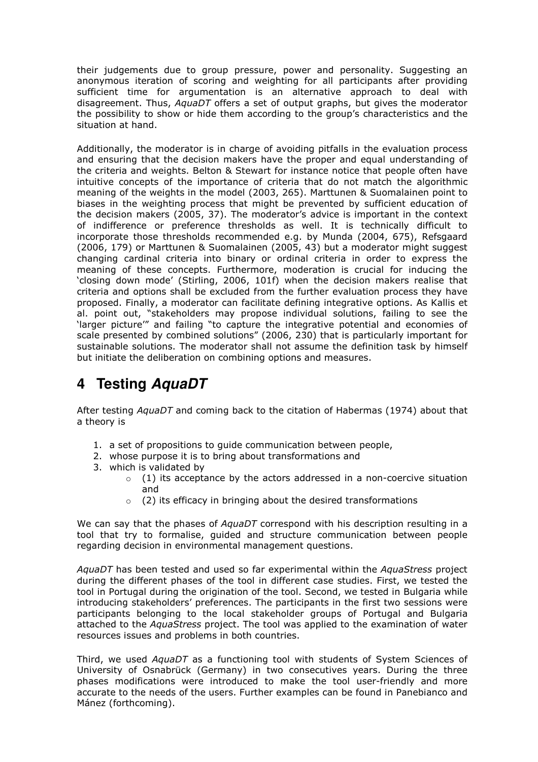their judgements due to group pressure, power and personality. Suggesting an anonymous iteration of scoring and weighting for all participants after providing sufficient time for argumentation is an alternative approach to deal with disagreement. Thus, *AquaDT* offers a set of output graphs, but gives the moderator the possibility to show or hide them according to the group's characteristics and the situation at hand.

Additionally, the moderator is in charge of avoiding pitfalls in the evaluation process and ensuring that the decision makers have the proper and equal understanding of the criteria and weights. Belton & Stewart for instance notice that people often have intuitive concepts of the importance of criteria that do not match the algorithmic meaning of the weights in the model (2003, 265). Marttunen & Suomalainen point to biases in the weighting process that might be prevented by sufficient education of the decision makers (2005, 37). The moderator's advice is important in the context of indifference or preference thresholds as well. It is technically difficult to incorporate those thresholds recommended e.g. by Munda (2004, 675), Refsgaard (2006, 179) or Marttunen & Suomalainen (2005, 43) but a moderator might suggest changing cardinal criteria into binary or ordinal criteria in order to express the meaning of these concepts. Furthermore, moderation is crucial for inducing the 'closing down mode' (Stirling, 2006, 101f) when the decision makers realise that criteria and options shall be excluded from the further evaluation process they have proposed. Finally, a moderator can facilitate defining integrative options. As Kallis et al. point out, "stakeholders may propose individual solutions, failing to see the 'larger picture'" and failing "to capture the integrative potential and economies of scale presented by combined solutions" (2006, 230) that is particularly important for sustainable solutions. The moderator shall not assume the definition task by himself but initiate the deliberation on combining options and measures.

# 4 Testing *AquaDT*

After testing *AquaDT* and coming back to the citation of Habermas (1974) about that a theory is

1. a set of propositions to guide communication between people,
2. whose purpose it is to bring about transformations and
3. which is validated by
   - (1) its acceptance by the actors addressed in a non-coercive situation and
   - (2) its efficacy in bringing about the desired transformations

We can say that the phases of *AquaDT* correspond with his description resulting in a tool that try to formalise, guided and structure communication between people regarding decision in environmental management questions.

*AquaDT* has been tested and used so far experimental within the *AquaStress* project during the different phases of the tool in different case studies. First, we tested the tool in Portugal during the origination of the tool. Second, we tested in Bulgaria while introducing stakeholders' preferences. The participants in the first two sessions were participants belonging to the local stakeholder groups of Portugal and Bulgaria attached to the *AquaStress* project. The tool was applied to the examination of water resources issues and problems in both countries.

Third, we used *AquaDT* as a functioning tool with students of System Sciences of University of Osnabrück (Germany) in two consecutives years. During the three phases modifications were introduced to make the tool user-friendly and more accurate to the needs of the users. Further examples can be found in Panebianco and Mánez (forthcoming).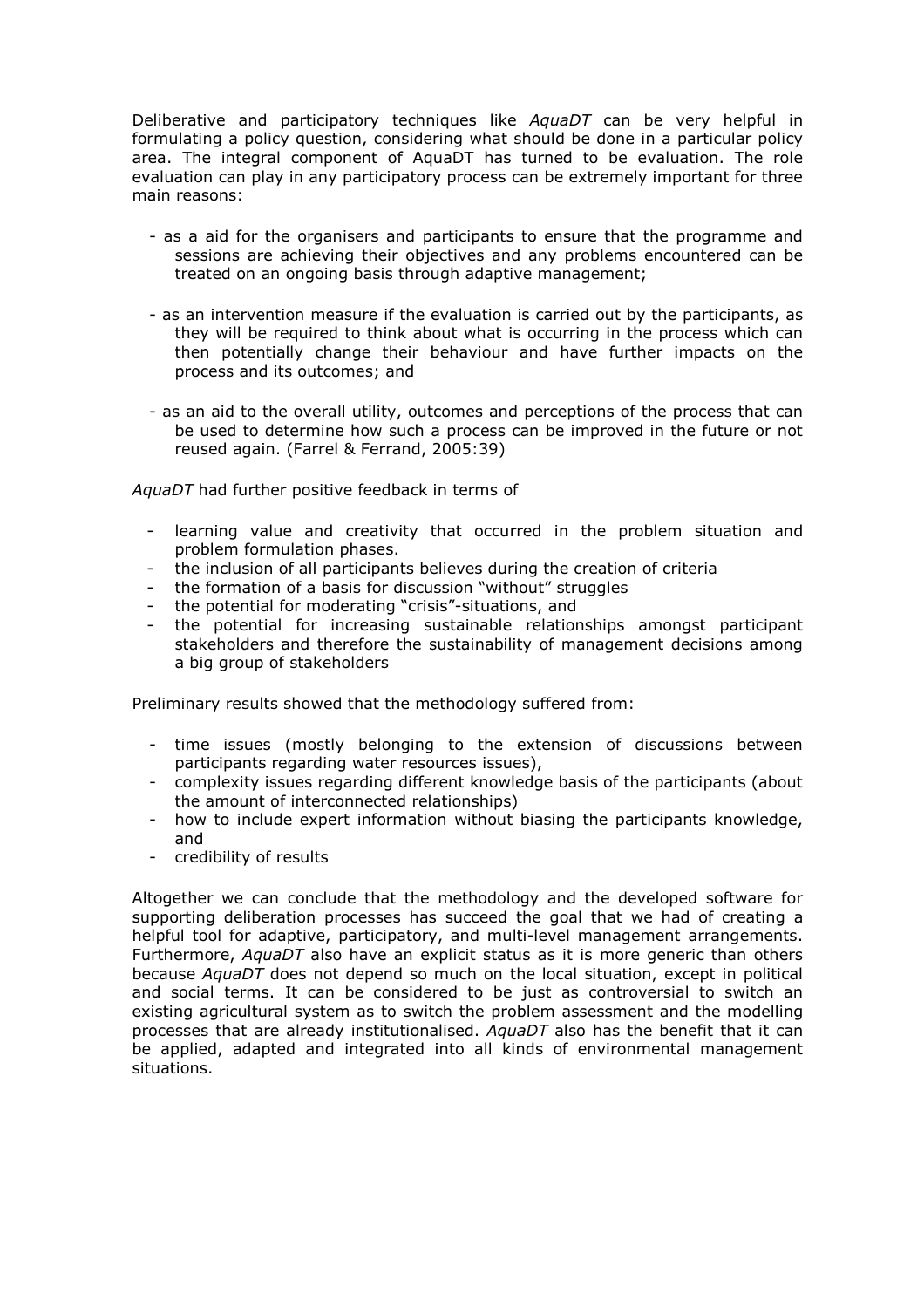Deliberative and participatory techniques like *AquaDT* can be very helpful in formulating a policy question, considering what should be done in a particular policy area. The integral component of AquaDT has turned to be evaluation. The role evaluation can play in any participatory process can be extremely important for three main reasons:

- as a aid for the organisers and participants to ensure that the programme and sessions are achieving their objectives and any problems encountered can be treated on an ongoing basis through adaptive management;
- as an intervention measure if the evaluation is carried out by the participants, as they will be required to think about what is occurring in the process which can then potentially change their behaviour and have further impacts on the process and its outcomes; and
- as an aid to the overall utility, outcomes and perceptions of the process that can be used to determine how such a process can be improved in the future or not reused again. (Farrel & Ferrand, 2005:39)

*AquaDT* had further positive feedback in terms of

- learning value and creativity that occurred in the problem situation and problem formulation phases.
- the inclusion of all participants believes during the creation of criteria
- the formation of a basis for discussion "without" struggles
- the potential for moderating "crisis"-situations, and
- the potential for increasing sustainable relationships amongst participant stakeholders and therefore the sustainability of management decisions among a big group of stakeholders

Preliminary results showed that the methodology suffered from:

- time issues (mostly belonging to the extension of discussions between participants regarding water resources issues),
- complexity issues regarding different knowledge basis of the participants (about the amount of interconnected relationships)
- how to include expert information without biasing the participants knowledge, and
- credibility of results

Altogether we can conclude that the methodology and the developed software for supporting deliberation processes has succeed the goal that we had of creating a helpful tool for adaptive, participatory, and multi-level management arrangements. Furthermore, *AquaDT* also have an explicit status as it is more generic than others because *AquaDT* does not depend so much on the local situation, except in political and social terms. It can be considered to be just as controversial to switch an existing agricultural system as to switch the problem assessment and the modelling processes that are already institutionalised. *AquaDT* also has the benefit that it can be applied, adapted and integrated into all kinds of environmental management situations.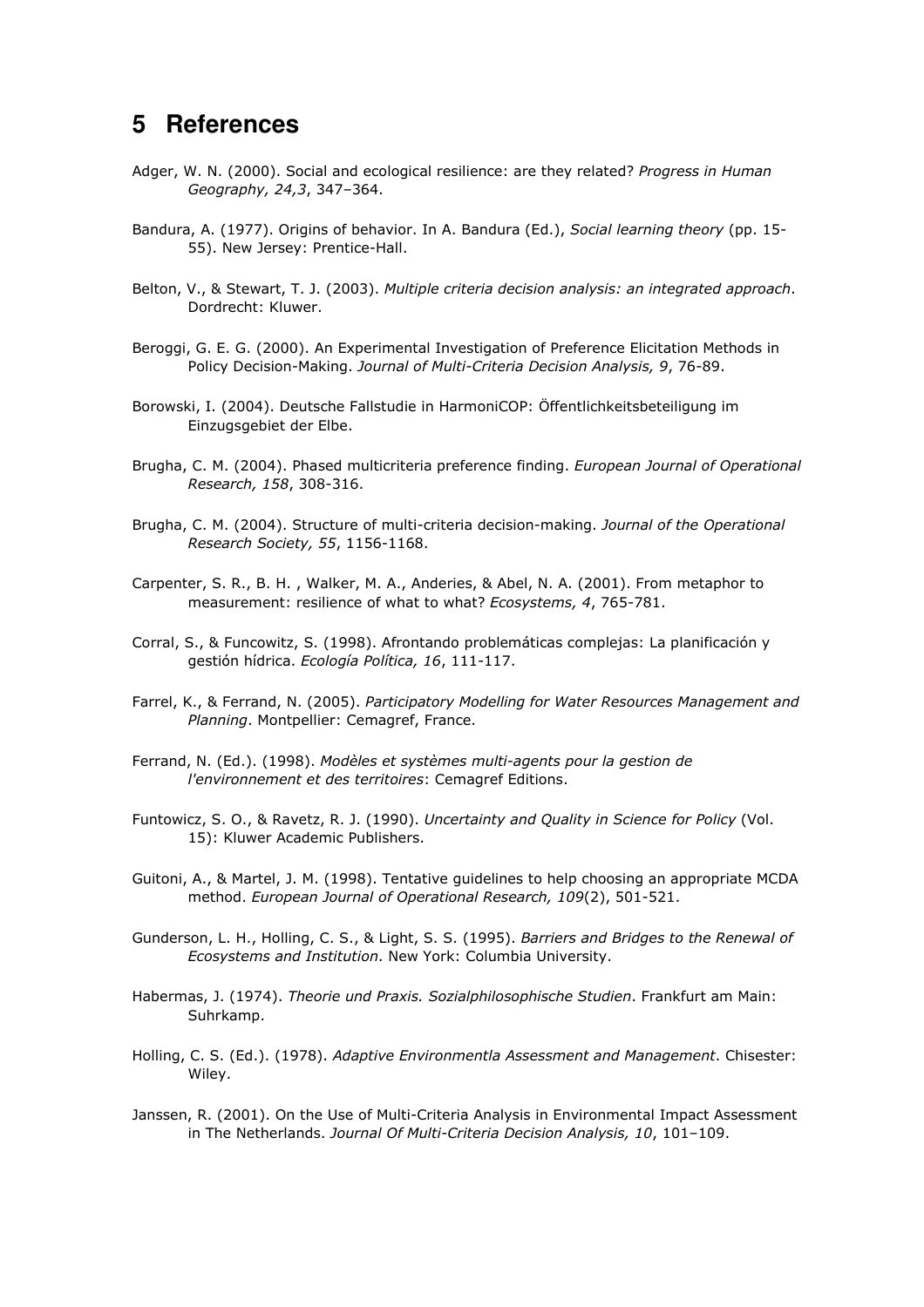# 5 References

Adger, W. N. (2000). Social and ecological resilience: are they related? *Progress in Human Geography, 24,3*, 347–364.

Bandura, A. (1977). Origins of behavior. In A. Bandura (Ed.), *Social learning theory* (pp. 15-55). New Jersey: Prentice-Hall.

Belton, V., & Stewart, T. J. (2003). *Multiple criteria decision analysis: an integrated approach*. Dordrecht: Kluwer.

Beroggi, G. E. G. (2000). An Experimental Investigation of Preference Elicitation Methods in Policy Decision-Making. *Journal of Multi-Criteria Decision Analysis, 9*, 76-89.

Borowski, I. (2004). Deutsche Fallstudie in HarmoniCOP: Öffentlichkeitsbeteiligung im Einzugsgebiet der Elbe.

Brugha, C. M. (2004). Phased multicriteria preference finding. *European Journal of Operational Research, 158*, 308-316.

Brugha, C. M. (2004). Structure of multi-criteria decision-making. *Journal of the Operational Research Society, 55*, 1156-1168.

Carpenter, S. R., B. H. , Walker, M. A., Anderies, & Abel, N. A. (2001). From metaphor to measurement: resilience of what to what? *Ecosystems, 4*, 765-781.

Corral, S., & Funcowitz, S. (1998). Afrontando problemáticas complejas: La planificación y gestión hídrica. *Ecología Política, 16*, 111-117.

Farrel, K., & Ferrand, N. (2005). *Participatory Modelling for Water Resources Management and Planning*. Montpellier: Cemagref, France.

Ferrand, N. (Ed.). (1998). *Modèles et systèmes multi-agents pour la gestion de l'environnement et des territoires*: Cemagref Editions.

Funtowicz, S. O., & Ravetz, R. J. (1990). *Uncertainty and Quality in Science for Policy* (Vol. 15): Kluwer Academic Publishers.

Guitoni, A., & Martel, J. M. (1998). Tentative guidelines to help choosing an appropriate MCDA method. *European Journal of Operational Research, 109*(2), 501-521.

Gunderson, L. H., Holling, C. S., & Light, S. S. (1995). *Barriers and Bridges to the Renewal of Ecosystems and Institution*. New York: Columbia University.

Habermas, J. (1974). *Theorie und Praxis. Sozialphilosophische Studien*. Frankfurt am Main: Suhrkamp.

Holling, C. S. (Ed.). (1978). *Adaptive Environmentla Assessment and Management*. Chisester: Wiley.

Janssen, R. (2001). On the Use of Multi-Criteria Analysis in Environmental Impact Assessment in The Netherlands. *Journal Of Multi-Criteria Decision Analysis, 10*, 101–109.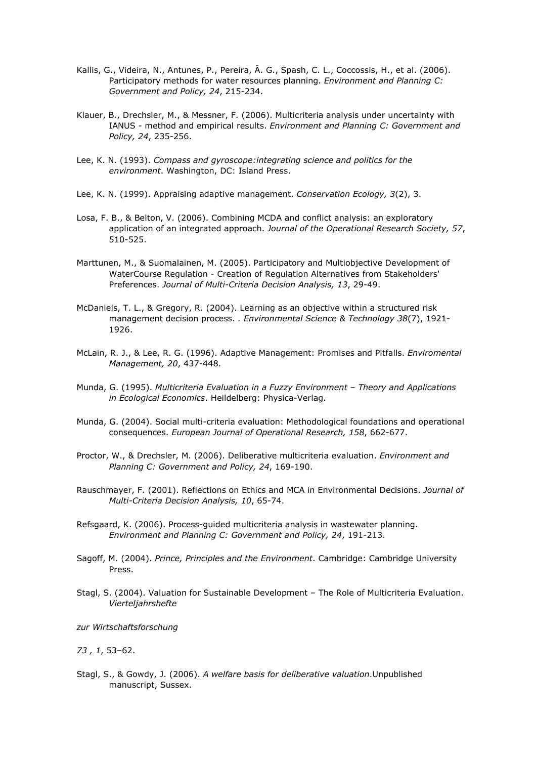Kallis, G., Videira, N., Antunes, P., Pereira, Â. G., Spash, C. L., Coccossis, H., et al. (2006). Participatory methods for water resources planning. *Environment and Planning C: Government and Policy, 24*, 215-234.

Klauer, B., Drechsler, M., & Messner, F. (2006). Multicriteria analysis under uncertainty with IANUS - method and empirical results. *Environment and Planning C: Government and Policy, 24*, 235-256.

Lee, K. N. (1993). *Compass and gyroscope:integrating science and politics for the environment*. Washington, DC: Island Press.

Lee, K. N. (1999). Appraising adaptive management. *Conservation Ecology, 3*(2), 3.

Losa, F. B., & Belton, V. (2006). Combining MCDA and conflict analysis: an exploratory application of an integrated approach. *Journal of the Operational Research Society, 57*, 510-525.

Marttunen, M., & Suomalainen, M. (2005). Participatory and Multiobjective Development of WaterCourse Regulation - Creation of Regulation Alternatives from Stakeholders' Preferences. *Journal of Multi-Criteria Decision Analysis, 13*, 29-49.

McDaniels, T. L., & Gregory, R. (2004). Learning as an objective within a structured risk management decision process. *. Environmental Science & Technology 38*(7), 1921-1926.

McLain, R. J., & Lee, R. G. (1996). Adaptive Management: Promises and Pitfalls. *Enviromental Management, 20*, 437-448.

Munda, G. (1995). *Multicriteria Evaluation in a Fuzzy Environment – Theory and Applications in Ecological Economics*. Heildelberg: Physica-Verlag.

Munda, G. (2004). Social multi-criteria evaluation: Methodological foundations and operational consequences. *European Journal of Operational Research, 158*, 662-677.

Proctor, W., & Drechsler, M. (2006). Deliberative multicriteria evaluation. *Environment and Planning C: Government and Policy, 24*, 169-190.

Rauschmayer, F. (2001). Reflections on Ethics and MCA in Environmental Decisions. *Journal of Multi-Criteria Decision Analysis, 10*, 65-74.

Refsgaard, K. (2006). Process-guided multicriteria analysis in wastewater planning. *Environment and Planning C: Government and Policy, 24*, 191-213.

Sagoff, M. (2004). *Prince, Principles and the Environment*. Cambridge: Cambridge University Press.

Stagl, S. (2004). Valuation for Sustainable Development – The Role of Multicriteria Evaluation. *Vierteljahrshefte*

*zur Wirtschaftsforschung*

*73 , 1*, 53–62.

Stagl, S., & Gowdy, J. (2006). *A welfare basis for deliberative valuation*.Unpublished manuscript, Sussex.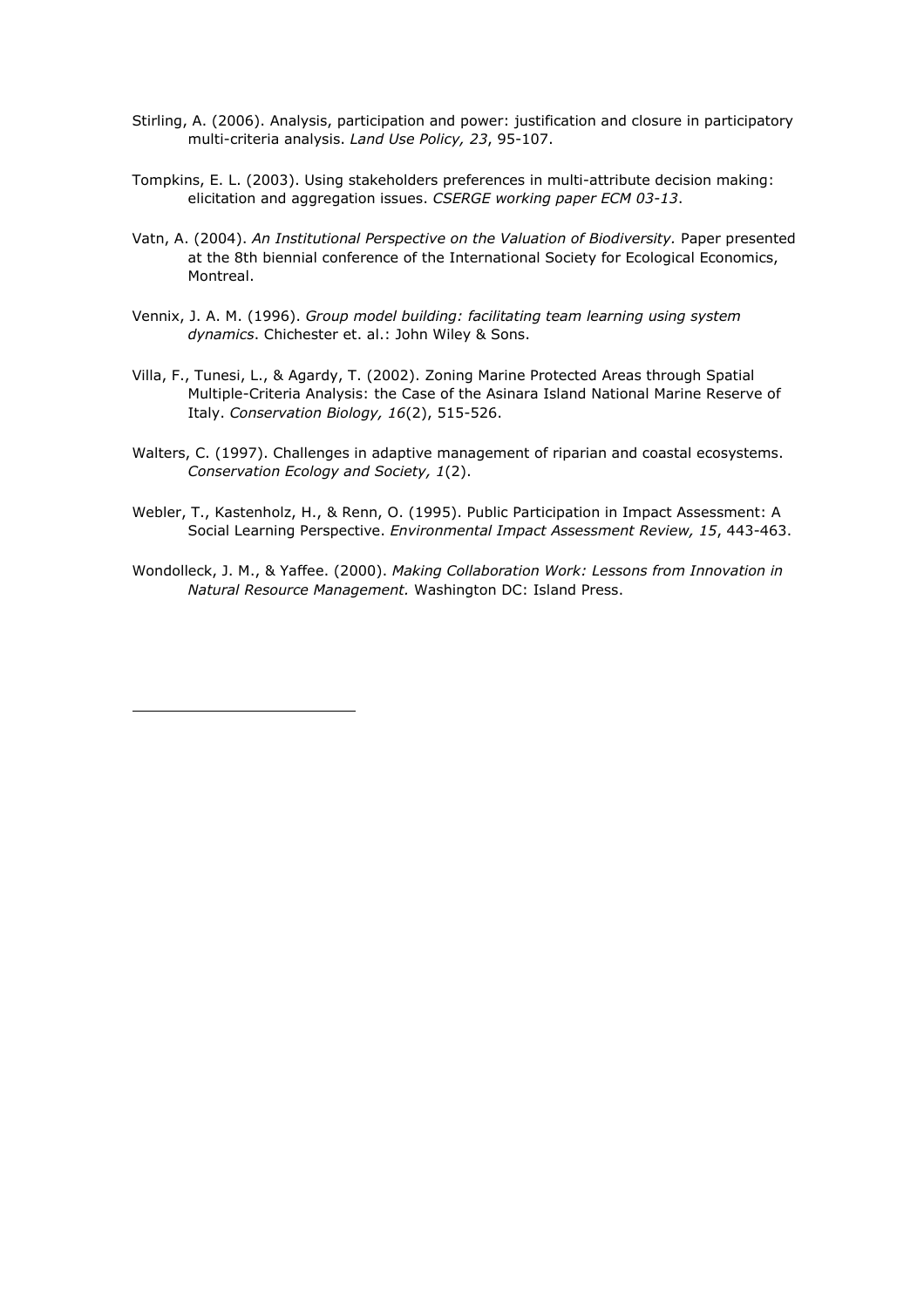Stirling, A. (2006). Analysis, participation and power: justification and closure in participatory multi-criteria analysis. *Land Use Policy, 23*, 95-107.

Tompkins, E. L. (2003). Using stakeholders preferences in multi-attribute decision making: elicitation and aggregation issues. *CSERGE working paper ECM 03-13*.

Vatn, A. (2004). *An Institutional Perspective on the Valuation of Biodiversity.* Paper presented at the 8th biennial conference of the International Society for Ecological Economics, Montreal.

Vennix, J. A. M. (1996). *Group model building: facilitating team learning using system dynamics*. Chichester et. al.: John Wiley & Sons.

Villa, F., Tunesi, L., & Agardy, T. (2002). Zoning Marine Protected Areas through Spatial Multiple-Criteria Analysis: the Case of the Asinara Island National Marine Reserve of Italy. *Conservation Biology, 16*(2), 515-526.

Walters, C. (1997). Challenges in adaptive management of riparian and coastal ecosystems. *Conservation Ecology and Society, 1*(2).

Webler, T., Kastenholz, H., & Renn, O. (1995). Public Participation in Impact Assessment: A Social Learning Perspective. *Environmental Impact Assessment Review, 15*, 443-463.

Wondolleck, J. M., & Yaffee. (2000). *Making Collaboration Work: Lessons from Innovation in Natural Resource Management.* Washington DC: Island Press.